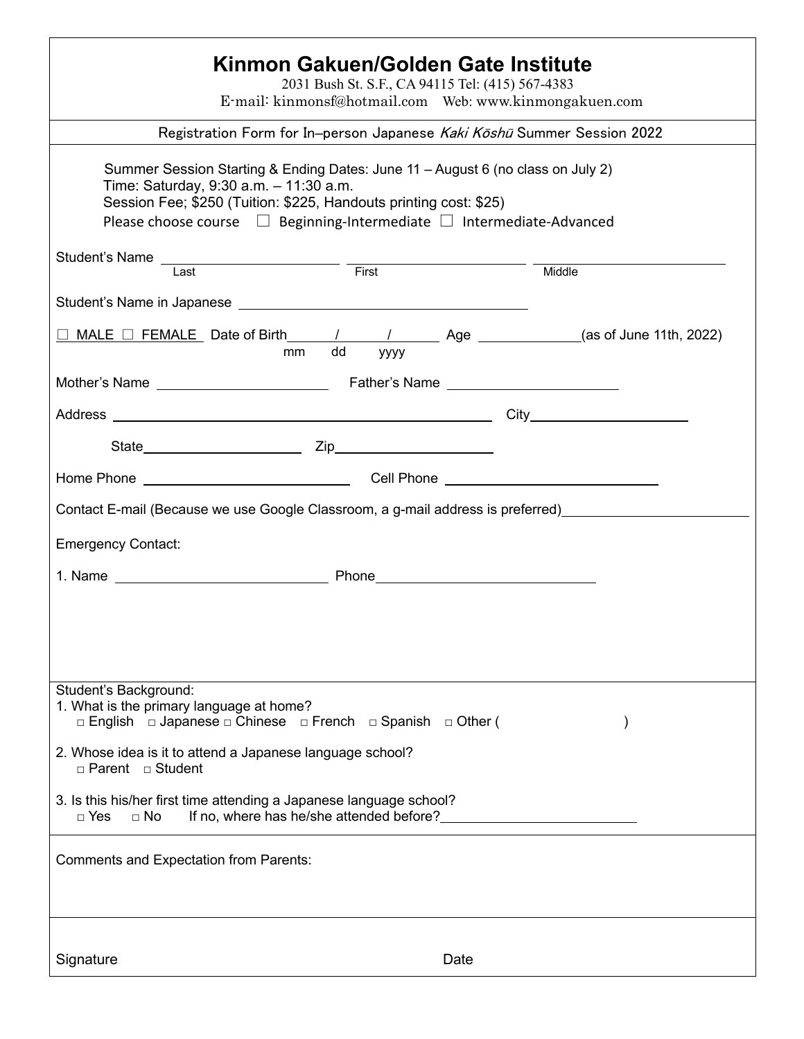# Kinmon Gakuen/Golden Gate Institute

2031 Bush St. S.F., CA 94115 Tel: (415) 567-4383

E-mail: kinmonsf@hotmail.com Web: www.kinmongakuen.com

Registration Form for In–person Japanese *Kaki Kōshū* Summer Session 2022

Summer Session Starting & Ending Dates: June 11 – August 6 (no class on July 2)

Time: Saturday, 9:30 a.m. – 11:30 a.m.

Session Fee; $250 (Tuition: $225, Handouts printing cost: $25)

Please choose course ☐ Beginning-Intermediate ☐ Intermediate-Advanced

Student's Name ______________________ ______________________ ______________________
Last First Middle

Student's Name in Japanese ______________________

☐ MALE ☐ FEMALE Date of Birth_____/_____/_____ Age __________(as of June 11th, 2022)
mm dd yyyy

Mother's Name ______________________ Father's Name ______________________

Address ______________________ City______________________

State______________________ Zip______________________

Home Phone ______________________ Cell Phone ______________________

Contact E-mail (Because we use Google Classroom, a g-mail address is preferred)______________________

Emergency Contact:

1. Name ______________________ Phone______________________

Student's Background:

1. What is the primary language at home?
   □ English □ Japanese □ Chinese □ French □ Spanish □ Other ( )

2. Whose idea is it to attend a Japanese language school?
   □ Parent □ Student

3. Is this his/her first time attending a Japanese language school?
   □ Yes □ No If no, where has he/she attended before?______________________

Comments and Expectation from Parents:

Signature Date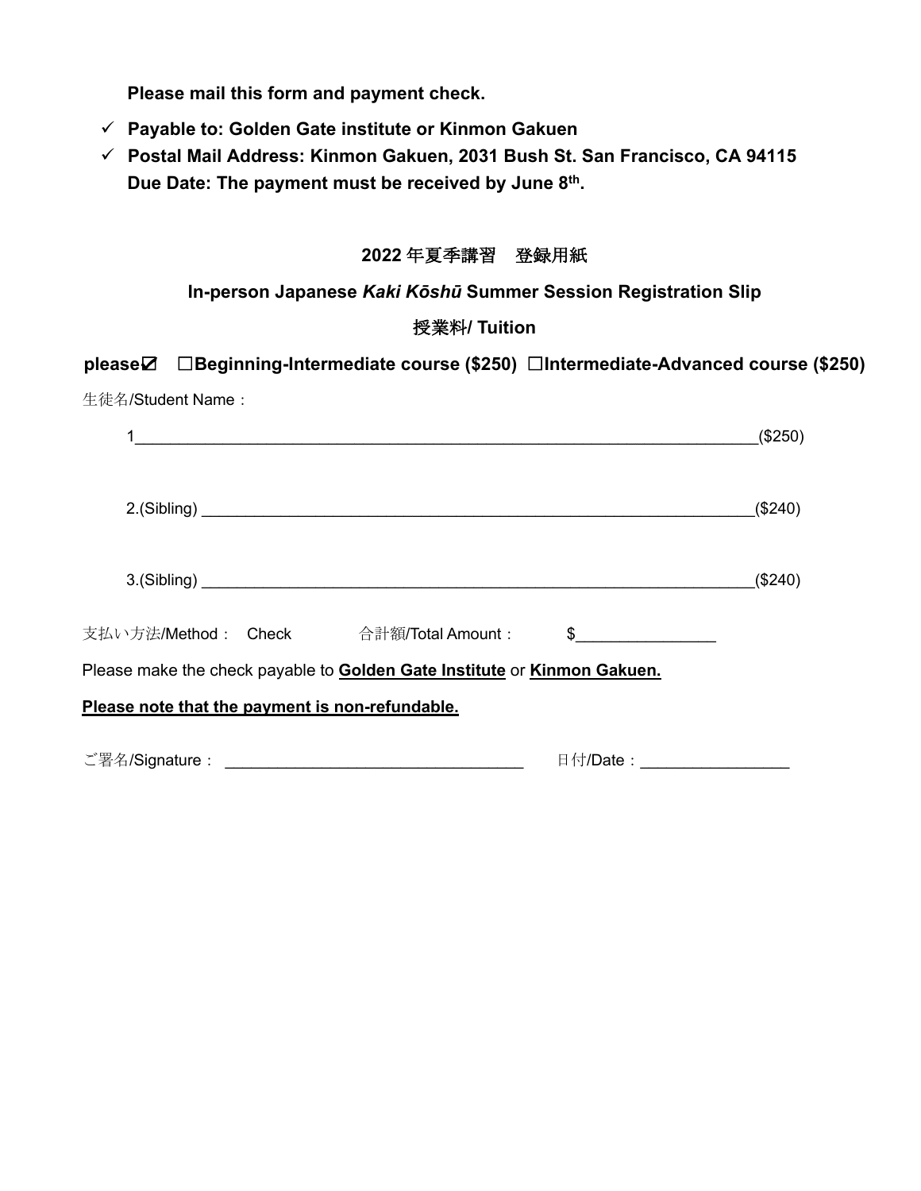**Please mail this form and payment check.**

- ✓ **Payable to: Golden Gate institute or Kinmon Gakuen**
- ✓ **Postal Mail Address: Kinmon Gakuen, 2031 Bush St. San Francisco, CA 94115**
  **Due Date: The payment must be received by June 8th.**

## 2022 年夏季講習　登録用紙

### In-person Japanese *Kaki Kōshū* Summer Session Registration Slip

### 授業料/ Tuition

**please☑　☐Beginning-Intermediate course ($250)　☐Intermediate-Advanced course ($250)**

生徒名/Student Name：

1________________________________________________________________________($250)

2.(Sibling) ______________________________________________________________($240)

3.(Sibling) ______________________________________________________________($240)

支払い方法/Method：　Check　　　合計額/Total Amount：　　$________________

Please make the check payable to **Golden Gate Institute** or **Kinmon Gakuen.**

**Please note that the payment is non-refundable.**

ご署名/Signature：__________________________________　　日付/Date：_________________